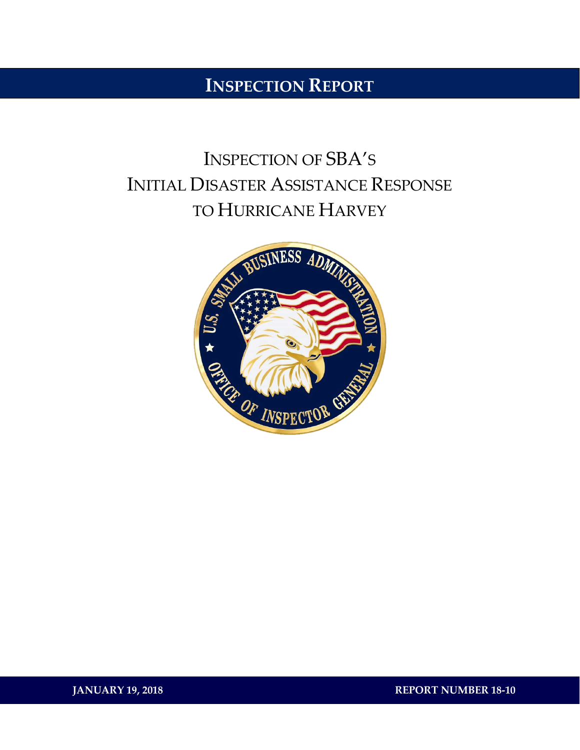# INSPECTION REPORT

# INSPECTION OF SBA'S INITIAL DISASTER ASSISTANCE RESPONSE TO HURRICANE HARVEY

**JANUARY 19, 2018** **REPORT NUMBER 18-10**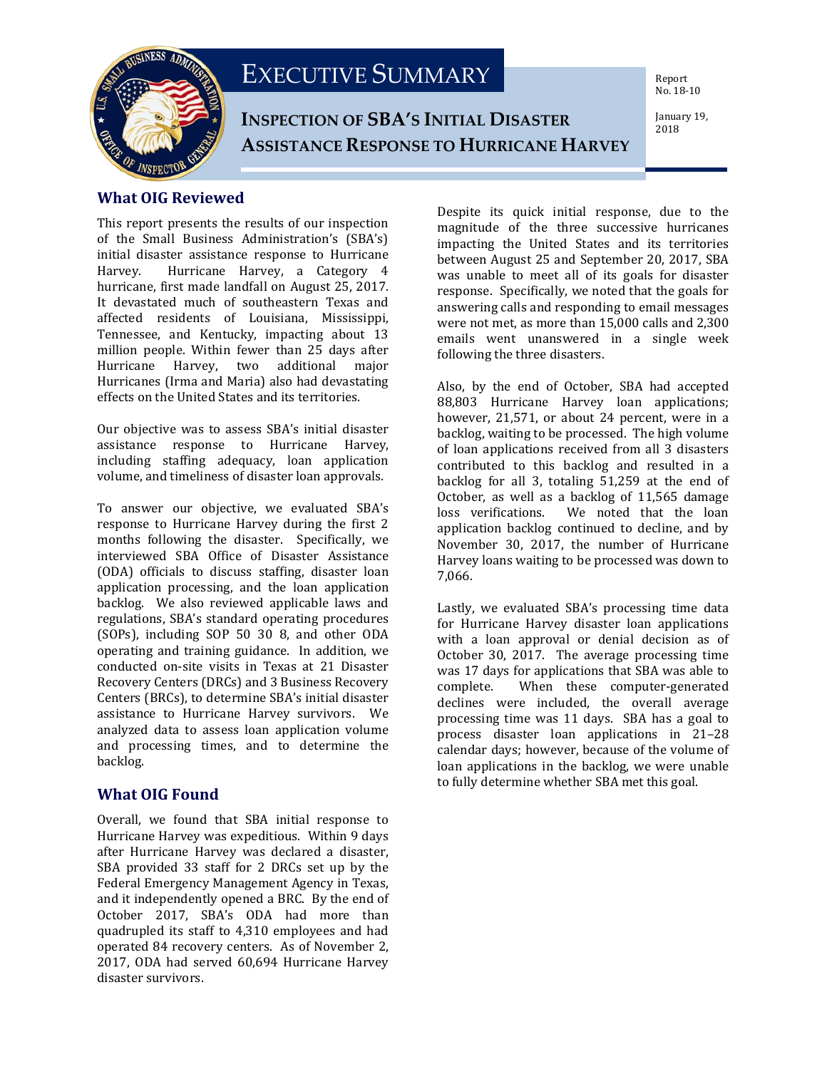# EXECUTIVE SUMMARY

## INSPECTION OF SBA'S INITIAL DISASTER ASSISTANCE RESPONSE TO HURRICANE HARVEY

Report No. 18-10

January 19, 2018

### What OIG Reviewed

This report presents the results of our inspection of the Small Business Administration's (SBA's) initial disaster assistance response to Hurricane Harvey. Hurricane Harvey, a Category 4 hurricane, first made landfall on August 25, 2017. It devastated much of southeastern Texas and affected residents of Louisiana, Mississippi, Tennessee, and Kentucky, impacting about 13 million people. Within fewer than 25 days after Hurricane Harvey, two additional major Hurricanes (Irma and Maria) also had devastating effects on the United States and its territories.

Our objective was to assess SBA's initial disaster assistance response to Hurricane Harvey, including staffing adequacy, loan application volume, and timeliness of disaster loan approvals.

To answer our objective, we evaluated SBA's response to Hurricane Harvey during the first 2 months following the disaster. Specifically, we interviewed SBA Office of Disaster Assistance (ODA) officials to discuss staffing, disaster loan application processing, and the loan application backlog. We also reviewed applicable laws and regulations, SBA's standard operating procedures (SOPs), including SOP 50 30 8, and other ODA operating and training guidance. In addition, we conducted on-site visits in Texas at 21 Disaster Recovery Centers (DRCs) and 3 Business Recovery Centers (BRCs), to determine SBA's initial disaster assistance to Hurricane Harvey survivors. We analyzed data to assess loan application volume and processing times, and to determine the backlog.

### What OIG Found

Overall, we found that SBA initial response to Hurricane Harvey was expeditious. Within 9 days after Hurricane Harvey was declared a disaster, SBA provided 33 staff for 2 DRCs set up by the Federal Emergency Management Agency in Texas, and it independently opened a BRC. By the end of October 2017, SBA's ODA had more than quadrupled its staff to 4,310 employees and had operated 84 recovery centers. As of November 2, 2017, ODA had served 60,694 Hurricane Harvey disaster survivors.

Despite its quick initial response, due to the magnitude of the three successive hurricanes impacting the United States and its territories between August 25 and September 20, 2017, SBA was unable to meet all of its goals for disaster response. Specifically, we noted that the goals for answering calls and responding to email messages were not met, as more than 15,000 calls and 2,300 emails went unanswered in a single week following the three disasters.

Also, by the end of October, SBA had accepted 88,803 Hurricane Harvey loan applications; however, 21,571, or about 24 percent, were in a backlog, waiting to be processed. The high volume of loan applications received from all 3 disasters contributed to this backlog and resulted in a backlog for all 3, totaling 51,259 at the end of October, as well as a backlog of 11,565 damage loss verifications. We noted that the loan application backlog continued to decline, and by November 30, 2017, the number of Hurricane Harvey loans waiting to be processed was down to 7,066.

Lastly, we evaluated SBA's processing time data for Hurricane Harvey disaster loan applications with a loan approval or denial decision as of October 30, 2017. The average processing time was 17 days for applications that SBA was able to complete. When these computer-generated declines were included, the overall average processing time was 11 days. SBA has a goal to process disaster loan applications in 21–28 calendar days; however, because of the volume of loan applications in the backlog, we were unable to fully determine whether SBA met this goal.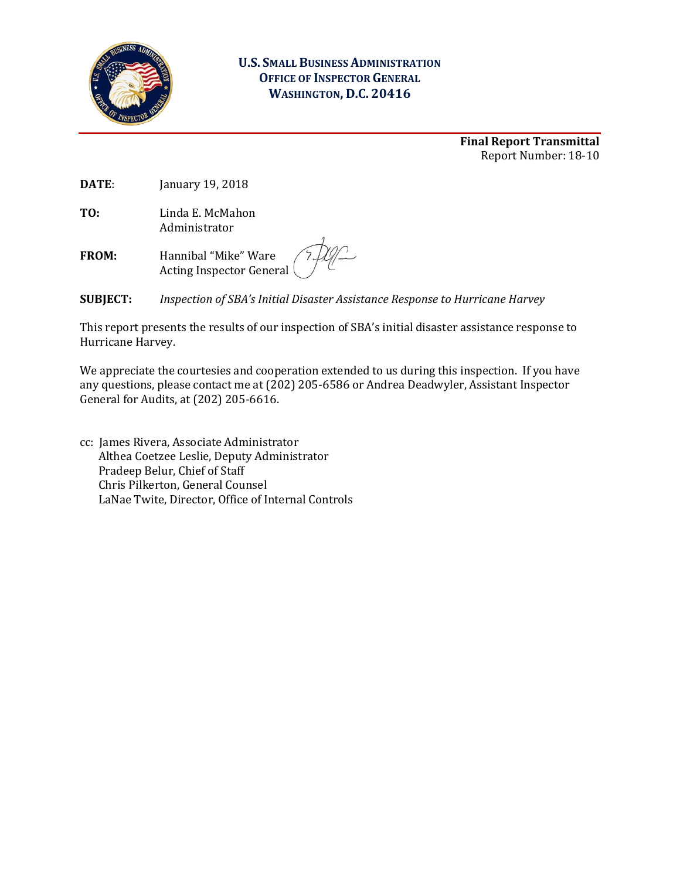**U.S. SMALL BUSINESS ADMINISTRATION**
**OFFICE OF INSPECTOR GENERAL**
**WASHINGTON, D.C. 20416**

**Final Report Transmittal**
Report Number: 18-10

**DATE**: January 19, 2018

**TO:** Linda E. McMahon
Administrator

**FROM:** Hannibal "Mike" Ware
Acting Inspector General

**SUBJECT:** *Inspection of SBA's Initial Disaster Assistance Response to Hurricane Harvey*

This report presents the results of our inspection of SBA's initial disaster assistance response to Hurricane Harvey.

We appreciate the courtesies and cooperation extended to us during this inspection. If you have any questions, please contact me at (202) 205-6586 or Andrea Deadwyler, Assistant Inspector General for Audits, at (202) 205-6616.

cc: James Rivera, Associate Administrator
Althea Coetzee Leslie, Deputy Administrator
Pradeep Belur, Chief of Staff
Chris Pilkerton, General Counsel
LaNae Twite, Director, Office of Internal Controls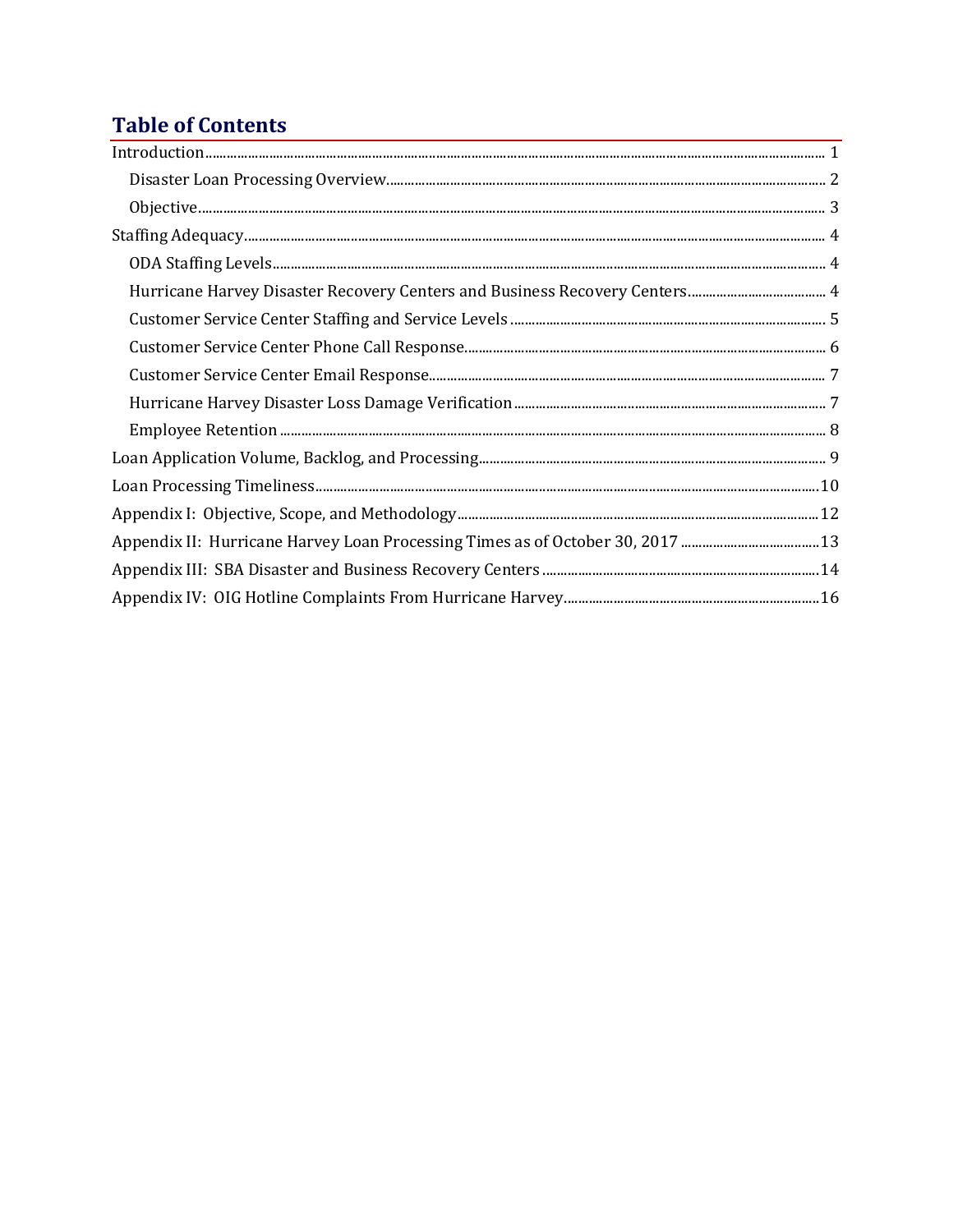## Table of Contents

Introduction ..... 1

- Disaster Loan Processing Overview ..... 2
- Objective ..... 3

Staffing Adequacy ..... 4

- ODA Staffing Levels ..... 4
- Hurricane Harvey Disaster Recovery Centers and Business Recovery Centers ..... 4
- Customer Service Center Staffing and Service Levels ..... 5
- Customer Service Center Phone Call Response ..... 6
- Customer Service Center Email Response ..... 7
- Hurricane Harvey Disaster Loss Damage Verification ..... 7
- Employee Retention ..... 8

Loan Application Volume, Backlog, and Processing ..... 9

Loan Processing Timeliness ..... 10

Appendix I: Objective, Scope, and Methodology ..... 12

Appendix II: Hurricane Harvey Loan Processing Times as of October 30, 2017 ..... 13

Appendix III: SBA Disaster and Business Recovery Centers ..... 14

Appendix IV: OIG Hotline Complaints From Hurricane Harvey ..... 16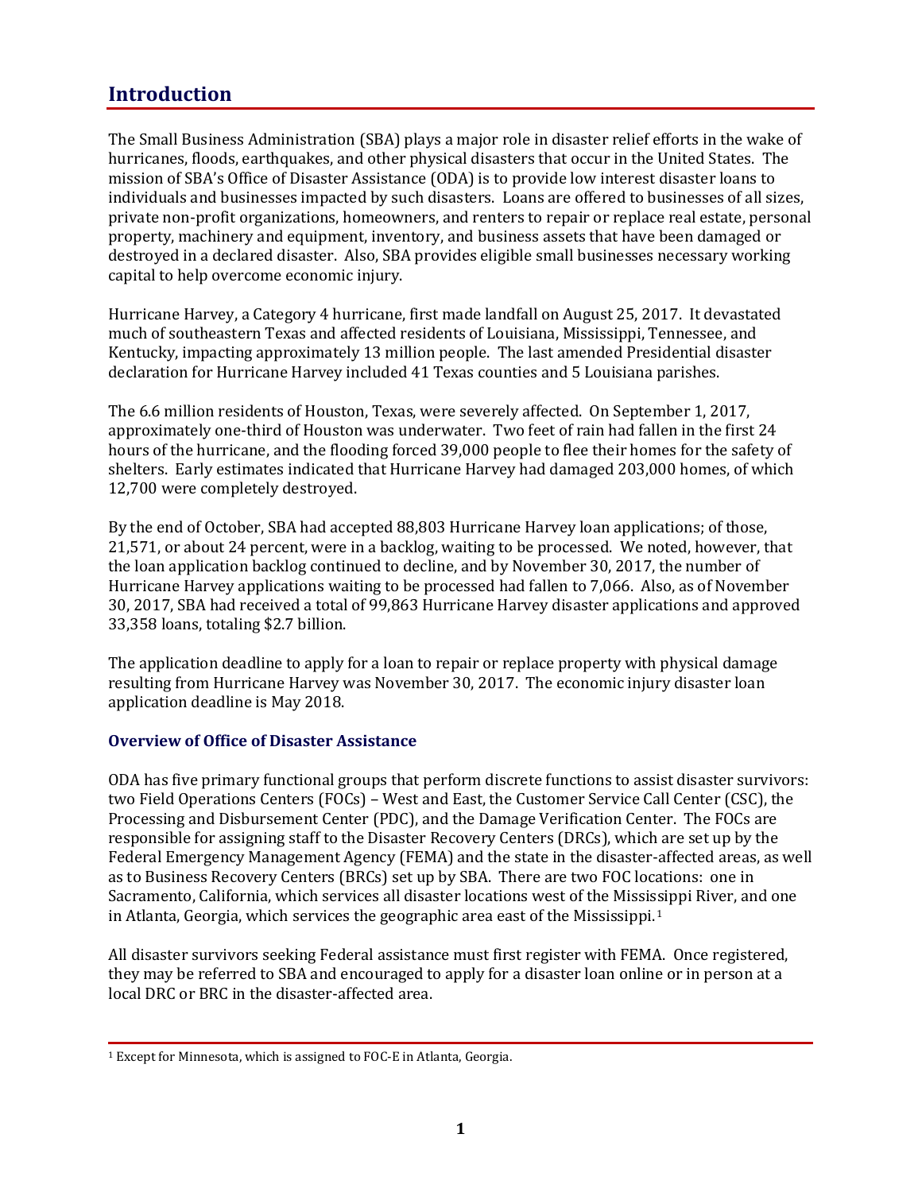## Introduction

The Small Business Administration (SBA) plays a major role in disaster relief efforts in the wake of hurricanes, floods, earthquakes, and other physical disasters that occur in the United States. The mission of SBA's Office of Disaster Assistance (ODA) is to provide low interest disaster loans to individuals and businesses impacted by such disasters. Loans are offered to businesses of all sizes, private non-profit organizations, homeowners, and renters to repair or replace real estate, personal property, machinery and equipment, inventory, and business assets that have been damaged or destroyed in a declared disaster. Also, SBA provides eligible small businesses necessary working capital to help overcome economic injury.

Hurricane Harvey, a Category 4 hurricane, first made landfall on August 25, 2017. It devastated much of southeastern Texas and affected residents of Louisiana, Mississippi, Tennessee, and Kentucky, impacting approximately 13 million people. The last amended Presidential disaster declaration for Hurricane Harvey included 41 Texas counties and 5 Louisiana parishes.

The 6.6 million residents of Houston, Texas, were severely affected. On September 1, 2017, approximately one-third of Houston was underwater. Two feet of rain had fallen in the first 24 hours of the hurricane, and the flooding forced 39,000 people to flee their homes for the safety of shelters. Early estimates indicated that Hurricane Harvey had damaged 203,000 homes, of which 12,700 were completely destroyed.

By the end of October, SBA had accepted 88,803 Hurricane Harvey loan applications; of those, 21,571, or about 24 percent, were in a backlog, waiting to be processed. We noted, however, that the loan application backlog continued to decline, and by November 30, 2017, the number of Hurricane Harvey applications waiting to be processed had fallen to 7,066. Also, as of November 30, 2017, SBA had received a total of 99,863 Hurricane Harvey disaster applications and approved 33,358 loans, totaling $2.7 billion.

The application deadline to apply for a loan to repair or replace property with physical damage resulting from Hurricane Harvey was November 30, 2017. The economic injury disaster loan application deadline is May 2018.

### Overview of Office of Disaster Assistance

ODA has five primary functional groups that perform discrete functions to assist disaster survivors: two Field Operations Centers (FOCs) – West and East, the Customer Service Call Center (CSC), the Processing and Disbursement Center (PDC), and the Damage Verification Center. The FOCs are responsible for assigning staff to the Disaster Recovery Centers (DRCs), which are set up by the Federal Emergency Management Agency (FEMA) and the state in the disaster-affected areas, as well as to Business Recovery Centers (BRCs) set up by SBA. There are two FOC locations: one in Sacramento, California, which services all disaster locations west of the Mississippi River, and one in Atlanta, Georgia, which services the geographic area east of the Mississippi.[1]

All disaster survivors seeking Federal assistance must first register with FEMA. Once registered, they may be referred to SBA and encouraged to apply for a disaster loan online or in person at a local DRC or BRC in the disaster-affected area.

[1] Except for Minnesota, which is assigned to FOC-E in Atlanta, Georgia.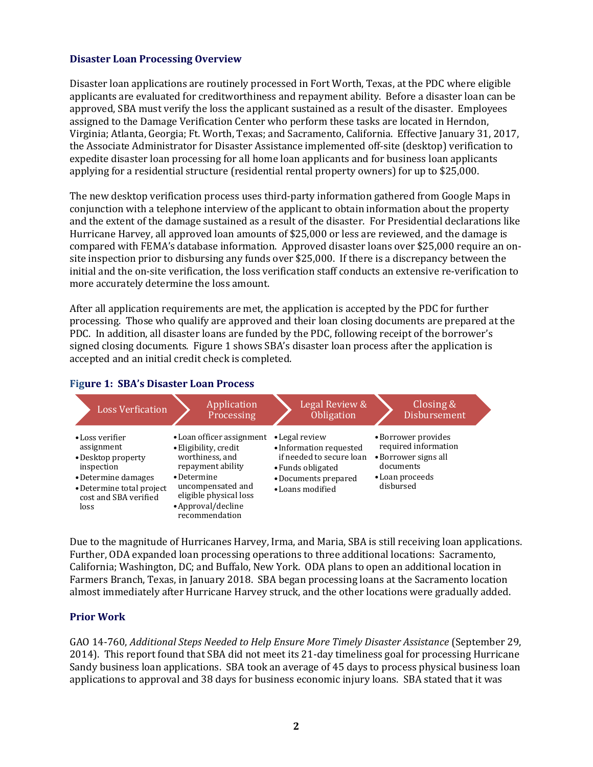### Disaster Loan Processing Overview

Disaster loan applications are routinely processed in Fort Worth, Texas, at the PDC where eligible applicants are evaluated for creditworthiness and repayment ability. Before a disaster loan can be approved, SBA must verify the loss the applicant sustained as a result of the disaster. Employees assigned to the Damage Verification Center who perform these tasks are located in Herndon, Virginia; Atlanta, Georgia; Ft. Worth, Texas; and Sacramento, California. Effective January 31, 2017, the Associate Administrator for Disaster Assistance implemented off-site (desktop) verification to expedite disaster loan processing for all home loan applicants and for business loan applicants applying for a residential structure (residential rental property owners) for up to $25,000.

The new desktop verification process uses third-party information gathered from Google Maps in conjunction with a telephone interview of the applicant to obtain information about the property and the extent of the damage sustained as a result of the disaster. For Presidential declarations like Hurricane Harvey, all approved loan amounts of $25,000 or less are reviewed, and the damage is compared with FEMA's database information. Approved disaster loans over $25,000 require an on-site inspection prior to disbursing any funds over $25,000. If there is a discrepancy between the initial and the on-site verification, the loss verification staff conducts an extensive re-verification to more accurately determine the loss amount.

After all application requirements are met, the application is accepted by the PDC for further processing. Those who qualify are approved and their loan closing documents are prepared at the PDC. In addition, all disaster loans are funded by the PDC, following receipt of the borrower's signed closing documents. Figure 1 shows SBA's disaster loan process after the application is accepted and an initial credit check is completed.

**Figure 1: SBA's Disaster Loan Process**

| Loss Verfication | Application Processing | Legal Review & Obligation | Closing & Disbursement |
|---|---|---|---|
| • Loss verifier assignment<br>• Desktop property inspection<br>• Determine damages<br>• Determine total project cost and SBA verified loss | • Loan officer assignment<br>• Eligibility, credit worthiness, and repayment ability<br>• Determine uncompensated and eligible physical loss<br>• Approval/decline recommendation | • Legal review<br>• Information requested if needed to secure loan<br>• Funds obligated<br>• Documents prepared<br>• Loans modified | • Borrower provides required information<br>• Borrower signs all documents<br>• Loan proceeds disbursed |

Due to the magnitude of Hurricanes Harvey, Irma, and Maria, SBA is still receiving loan applications. Further, ODA expanded loan processing operations to three additional locations: Sacramento, California; Washington, DC; and Buffalo, New York. ODA plans to open an additional location in Farmers Branch, Texas, in January 2018. SBA began processing loans at the Sacramento location almost immediately after Hurricane Harvey struck, and the other locations were gradually added.

### Prior Work

GAO 14-760, *Additional Steps Needed to Help Ensure More Timely Disaster Assistance* (September 29, 2014). This report found that SBA did not meet its 21-day timeliness goal for processing Hurricane Sandy business loan applications. SBA took an average of 45 days to process physical business loan applications to approval and 38 days for business economic injury loans. SBA stated that it was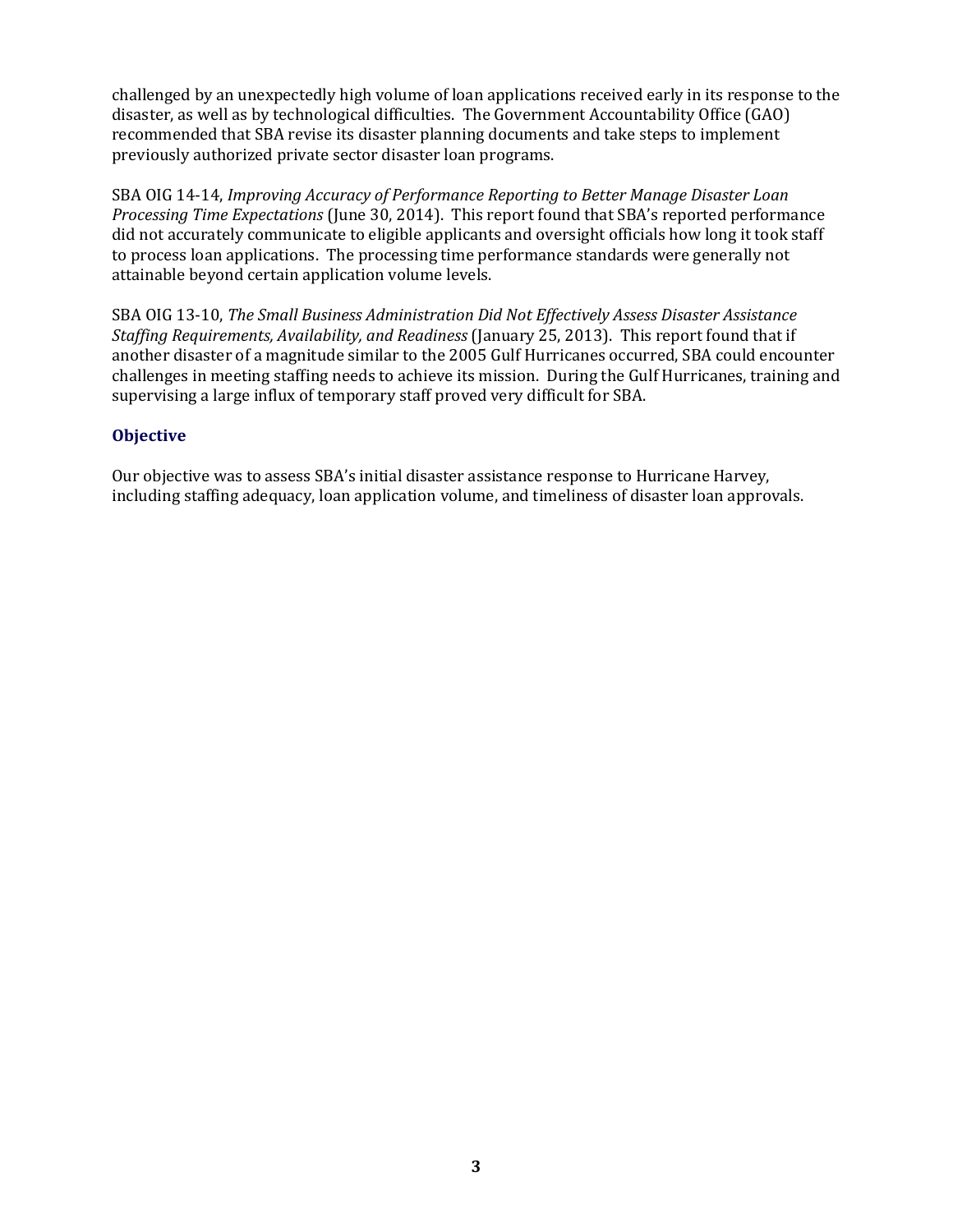challenged by an unexpectedly high volume of loan applications received early in its response to the disaster, as well as by technological difficulties. The Government Accountability Office (GAO) recommended that SBA revise its disaster planning documents and take steps to implement previously authorized private sector disaster loan programs.

SBA OIG 14-14, *Improving Accuracy of Performance Reporting to Better Manage Disaster Loan Processing Time Expectations* (June 30, 2014). This report found that SBA's reported performance did not accurately communicate to eligible applicants and oversight officials how long it took staff to process loan applications. The processing time performance standards were generally not attainable beyond certain application volume levels.

SBA OIG 13-10, *The Small Business Administration Did Not Effectively Assess Disaster Assistance Staffing Requirements, Availability, and Readiness* (January 25, 2013). This report found that if another disaster of a magnitude similar to the 2005 Gulf Hurricanes occurred, SBA could encounter challenges in meeting staffing needs to achieve its mission. During the Gulf Hurricanes, training and supervising a large influx of temporary staff proved very difficult for SBA.

### Objective

Our objective was to assess SBA's initial disaster assistance response to Hurricane Harvey, including staffing adequacy, loan application volume, and timeliness of disaster loan approvals.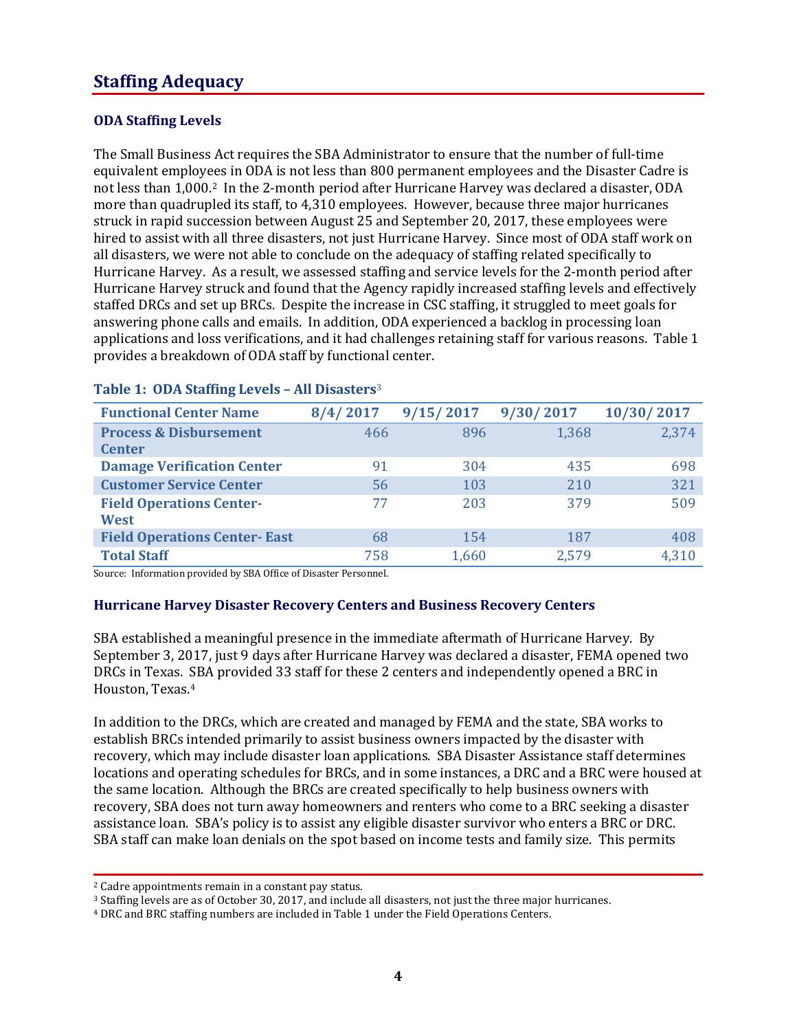## Staffing Adequacy

### ODA Staffing Levels

The Small Business Act requires the SBA Administrator to ensure that the number of full-time equivalent employees in ODA is not less than 800 permanent employees and the Disaster Cadre is not less than 1,000.[2] In the 2-month period after Hurricane Harvey was declared a disaster, ODA more than quadrupled its staff, to 4,310 employees. However, because three major hurricanes struck in rapid succession between August 25 and September 20, 2017, these employees were hired to assist with all three disasters, not just Hurricane Harvey. Since most of ODA staff work on all disasters, we were not able to conclude on the adequacy of staffing related specifically to Hurricane Harvey. As a result, we assessed staffing and service levels for the 2-month period after Hurricane Harvey struck and found that the Agency rapidly increased staffing levels and effectively staffed DRCs and set up BRCs. Despite the increase in CSC staffing, it struggled to meet goals for answering phone calls and emails. In addition, ODA experienced a backlog in processing loan applications and loss verifications, and it had challenges retaining staff for various reasons. Table 1 provides a breakdown of ODA staff by functional center.

**Table 1: ODA Staffing Levels – All Disasters**[3]

| Functional Center Name | 8/4/2017 | 9/15/2017 | 9/30/2017 | 10/30/2017 |
|---|---|---|---|---|
| Process & Disbursement Center | 466 | 896 | 1,368 | 2,374 |
| Damage Verification Center | 91 | 304 | 435 | 698 |
| Customer Service Center | 56 | 103 | 210 | 321 |
| Field Operations Center-West | 77 | 203 | 379 | 509 |
| Field Operations Center- East | 68 | 154 | 187 | 408 |
| Total Staff | 758 | 1,660 | 2,579 | 4,310 |

Source: Information provided by SBA Office of Disaster Personnel.

### Hurricane Harvey Disaster Recovery Centers and Business Recovery Centers

SBA established a meaningful presence in the immediate aftermath of Hurricane Harvey. By September 3, 2017, just 9 days after Hurricane Harvey was declared a disaster, FEMA opened two DRCs in Texas. SBA provided 33 staff for these 2 centers and independently opened a BRC in Houston, Texas.[4]

In addition to the DRCs, which are created and managed by FEMA and the state, SBA works to establish BRCs intended primarily to assist business owners impacted by the disaster with recovery, which may include disaster loan applications. SBA Disaster Assistance staff determines locations and operating schedules for BRCs, and in some instances, a DRC and a BRC were housed at the same location. Although the BRCs are created specifically to help business owners with recovery, SBA does not turn away homeowners and renters who come to a BRC seeking a disaster assistance loan. SBA's policy is to assist any eligible disaster survivor who enters a BRC or DRC. SBA staff can make loan denials on the spot based on income tests and family size. This permits

---

[2] Cadre appointments remain in a constant pay status.

[3] Staffing levels are as of October 30, 2017, and include all disasters, not just the three major hurricanes.

[4] DRC and BRC staffing numbers are included in Table 1 under the Field Operations Centers.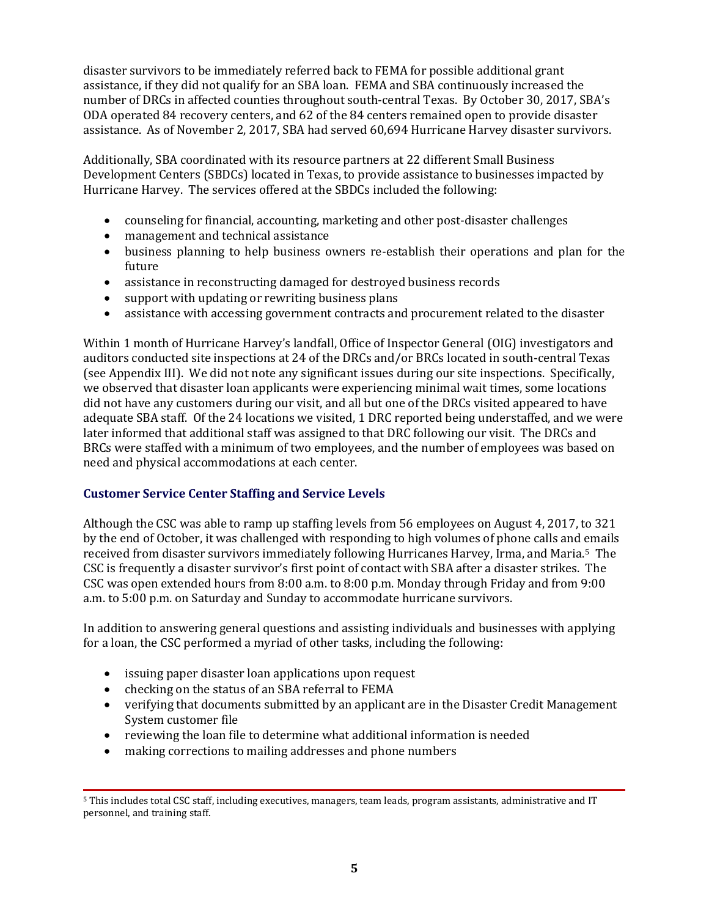disaster survivors to be immediately referred back to FEMA for possible additional grant assistance, if they did not qualify for an SBA loan. FEMA and SBA continuously increased the number of DRCs in affected counties throughout south-central Texas. By October 30, 2017, SBA's ODA operated 84 recovery centers, and 62 of the 84 centers remained open to provide disaster assistance. As of November 2, 2017, SBA had served 60,694 Hurricane Harvey disaster survivors.

Additionally, SBA coordinated with its resource partners at 22 different Small Business Development Centers (SBDCs) located in Texas, to provide assistance to businesses impacted by Hurricane Harvey. The services offered at the SBDCs included the following:

- counseling for financial, accounting, marketing and other post-disaster challenges
- management and technical assistance
- business planning to help business owners re-establish their operations and plan for the future
- assistance in reconstructing damaged for destroyed business records
- support with updating or rewriting business plans
- assistance with accessing government contracts and procurement related to the disaster

Within 1 month of Hurricane Harvey's landfall, Office of Inspector General (OIG) investigators and auditors conducted site inspections at 24 of the DRCs and/or BRCs located in south-central Texas (see Appendix III). We did not note any significant issues during our site inspections. Specifically, we observed that disaster loan applicants were experiencing minimal wait times, some locations did not have any customers during our visit, and all but one of the DRCs visited appeared to have adequate SBA staff. Of the 24 locations we visited, 1 DRC reported being understaffed, and we were later informed that additional staff was assigned to that DRC following our visit. The DRCs and BRCs were staffed with a minimum of two employees, and the number of employees was based on need and physical accommodations at each center.

### Customer Service Center Staffing and Service Levels

Although the CSC was able to ramp up staffing levels from 56 employees on August 4, 2017, to 321 by the end of October, it was challenged with responding to high volumes of phone calls and emails received from disaster survivors immediately following Hurricanes Harvey, Irma, and Maria.[5] The CSC is frequently a disaster survivor's first point of contact with SBA after a disaster strikes. The CSC was open extended hours from 8:00 a.m. to 8:00 p.m. Monday through Friday and from 9:00 a.m. to 5:00 p.m. on Saturday and Sunday to accommodate hurricane survivors.

In addition to answering general questions and assisting individuals and businesses with applying for a loan, the CSC performed a myriad of other tasks, including the following:

- issuing paper disaster loan applications upon request
- checking on the status of an SBA referral to FEMA
- verifying that documents submitted by an applicant are in the Disaster Credit Management System customer file
- reviewing the loan file to determine what additional information is needed
- making corrections to mailing addresses and phone numbers

[5] This includes total CSC staff, including executives, managers, team leads, program assistants, administrative and IT personnel, and training staff.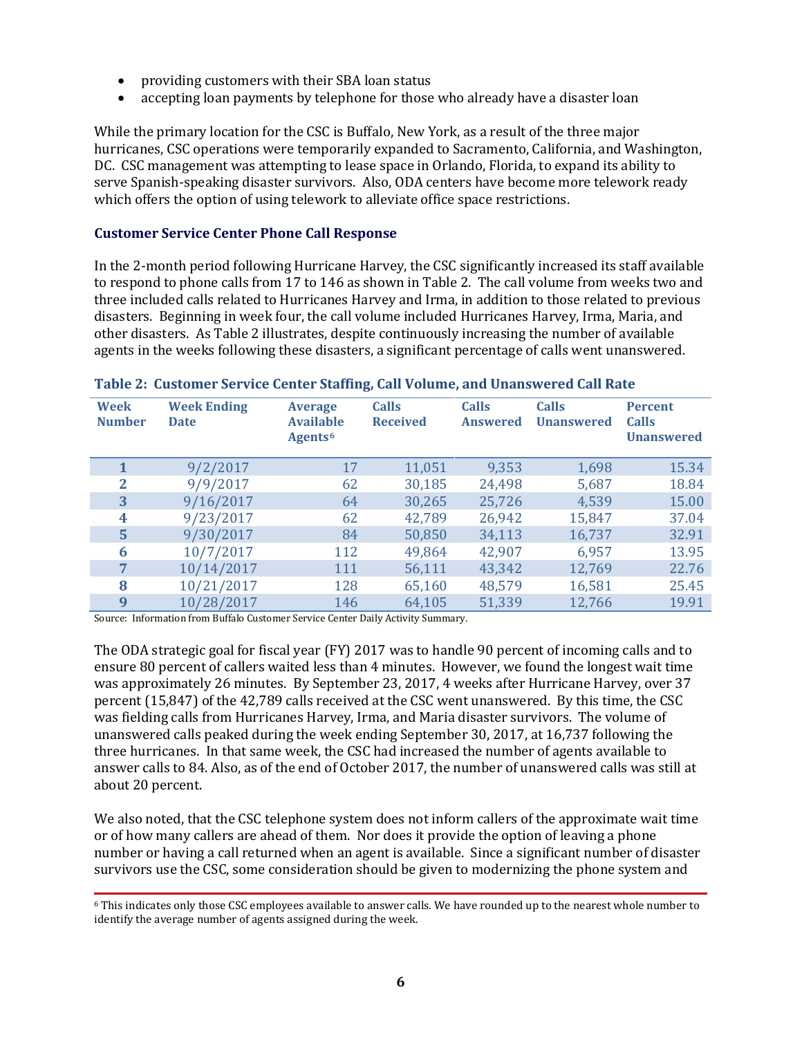- providing customers with their SBA loan status
- accepting loan payments by telephone for those who already have a disaster loan

While the primary location for the CSC is Buffalo, New York, as a result of the three major hurricanes, CSC operations were temporarily expanded to Sacramento, California, and Washington, DC. CSC management was attempting to lease space in Orlando, Florida, to expand its ability to serve Spanish-speaking disaster survivors. Also, ODA centers have become more telework ready which offers the option of using telework to alleviate office space restrictions.

### Customer Service Center Phone Call Response

In the 2-month period following Hurricane Harvey, the CSC significantly increased its staff available to respond to phone calls from 17 to 146 as shown in Table 2. The call volume from weeks two and three included calls related to Hurricanes Harvey and Irma, in addition to those related to previous disasters. Beginning in week four, the call volume included Hurricanes Harvey, Irma, Maria, and other disasters. As Table 2 illustrates, despite continuously increasing the number of available agents in the weeks following these disasters, a significant percentage of calls went unanswered.

**Table 2: Customer Service Center Staffing, Call Volume, and Unanswered Call Rate**

| Week Number | Week Ending Date | Average Available Agents[6] | Calls Received | Calls Answered | Calls Unanswered | Percent Calls Unanswered |
|---|---|---|---|---|---|---|
| 1 | 9/2/2017 | 17 | 11,051 | 9,353 | 1,698 | 15.34 |
| 2 | 9/9/2017 | 62 | 30,185 | 24,498 | 5,687 | 18.84 |
| 3 | 9/16/2017 | 64 | 30,265 | 25,726 | 4,539 | 15.00 |
| 4 | 9/23/2017 | 62 | 42,789 | 26,942 | 15,847 | 37.04 |
| 5 | 9/30/2017 | 84 | 50,850 | 34,113 | 16,737 | 32.91 |
| 6 | 10/7/2017 | 112 | 49,864 | 42,907 | 6,957 | 13.95 |
| 7 | 10/14/2017 | 111 | 56,111 | 43,342 | 12,769 | 22.76 |
| 8 | 10/21/2017 | 128 | 65,160 | 48,579 | 16,581 | 25.45 |
| 9 | 10/28/2017 | 146 | 64,105 | 51,339 | 12,766 | 19.91 |

Source: Information from Buffalo Customer Service Center Daily Activity Summary.

The ODA strategic goal for fiscal year (FY) 2017 was to handle 90 percent of incoming calls and to ensure 80 percent of callers waited less than 4 minutes. However, we found the longest wait time was approximately 26 minutes. By September 23, 2017, 4 weeks after Hurricane Harvey, over 37 percent (15,847) of the 42,789 calls received at the CSC went unanswered. By this time, the CSC was fielding calls from Hurricanes Harvey, Irma, and Maria disaster survivors. The volume of unanswered calls peaked during the week ending September 30, 2017, at 16,737 following the three hurricanes. In that same week, the CSC had increased the number of agents available to answer calls to 84. Also, as of the end of October 2017, the number of unanswered calls was still at about 20 percent.

We also noted, that the CSC telephone system does not inform callers of the approximate wait time or of how many callers are ahead of them. Nor does it provide the option of leaving a phone number or having a call returned when an agent is available. Since a significant number of disaster survivors use the CSC, some consideration should be given to modernizing the phone system and

[6] This indicates only those CSC employees available to answer calls. We have rounded up to the nearest whole number to identify the average number of agents assigned during the week.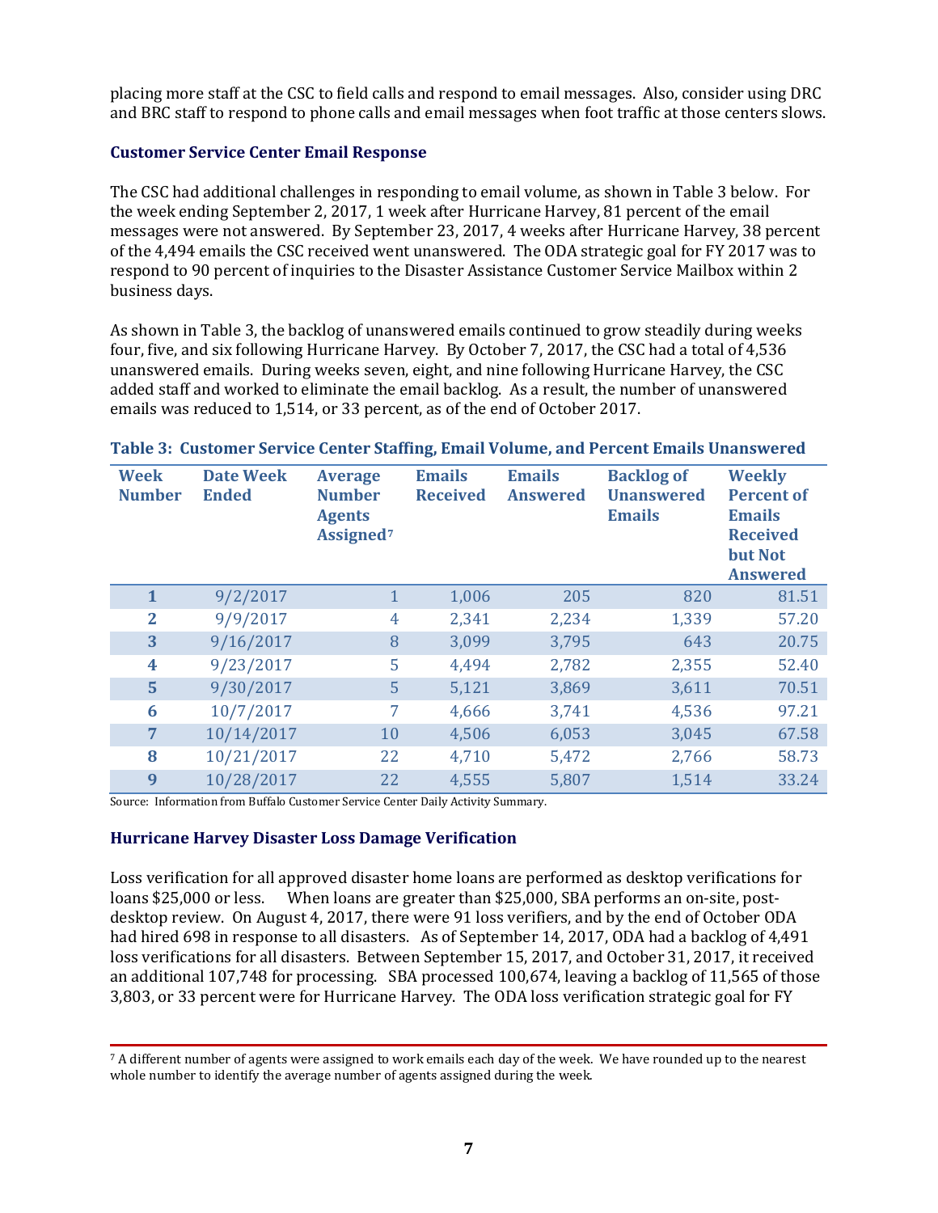placing more staff at the CSC to field calls and respond to email messages. Also, consider using DRC and BRC staff to respond to phone calls and email messages when foot traffic at those centers slows.

### Customer Service Center Email Response

The CSC had additional challenges in responding to email volume, as shown in Table 3 below. For the week ending September 2, 2017, 1 week after Hurricane Harvey, 81 percent of the email messages were not answered. By September 23, 2017, 4 weeks after Hurricane Harvey, 38 percent of the 4,494 emails the CSC received went unanswered. The ODA strategic goal for FY 2017 was to respond to 90 percent of inquiries to the Disaster Assistance Customer Service Mailbox within 2 business days.

As shown in Table 3, the backlog of unanswered emails continued to grow steadily during weeks four, five, and six following Hurricane Harvey. By October 7, 2017, the CSC had a total of 4,536 unanswered emails. During weeks seven, eight, and nine following Hurricane Harvey, the CSC added staff and worked to eliminate the email backlog. As a result, the number of unanswered emails was reduced to 1,514, or 33 percent, as of the end of October 2017.

**Table 3: Customer Service Center Staffing, Email Volume, and Percent Emails Unanswered**

| Week Number | Date Week Ended | Average Number Agents Assigned[7] | Emails Received | Emails Answered | Backlog of Unanswered Emails | Weekly Percent of Emails Received but Not Answered |
|---|---|---|---|---|---|---|
| 1 | 9/2/2017 | 1 | 1,006 | 205 | 820 | 81.51 |
| 2 | 9/9/2017 | 4 | 2,341 | 2,234 | 1,339 | 57.20 |
| 3 | 9/16/2017 | 8 | 3,099 | 3,795 | 643 | 20.75 |
| 4 | 9/23/2017 | 5 | 4,494 | 2,782 | 2,355 | 52.40 |
| 5 | 9/30/2017 | 5 | 5,121 | 3,869 | 3,611 | 70.51 |
| 6 | 10/7/2017 | 7 | 4,666 | 3,741 | 4,536 | 97.21 |
| 7 | 10/14/2017 | 10 | 4,506 | 6,053 | 3,045 | 67.58 |
| 8 | 10/21/2017 | 22 | 4,710 | 5,472 | 2,766 | 58.73 |
| 9 | 10/28/2017 | 22 | 4,555 | 5,807 | 1,514 | 33.24 |

Source: Information from Buffalo Customer Service Center Daily Activity Summary.

### Hurricane Harvey Disaster Loss Damage Verification

Loss verification for all approved disaster home loans are performed as desktop verifications for loans $25,000 or less. When loans are greater than $25,000, SBA performs an on-site, post-desktop review. On August 4, 2017, there were 91 loss verifiers, and by the end of October ODA had hired 698 in response to all disasters. As of September 14, 2017, ODA had a backlog of 4,491 loss verifications for all disasters. Between September 15, 2017, and October 31, 2017, it received an additional 107,748 for processing. SBA processed 100,674, leaving a backlog of 11,565 of those 3,803, or 33 percent were for Hurricane Harvey. The ODA loss verification strategic goal for FY

[7] A different number of agents were assigned to work emails each day of the week. We have rounded up to the nearest whole number to identify the average number of agents assigned during the week.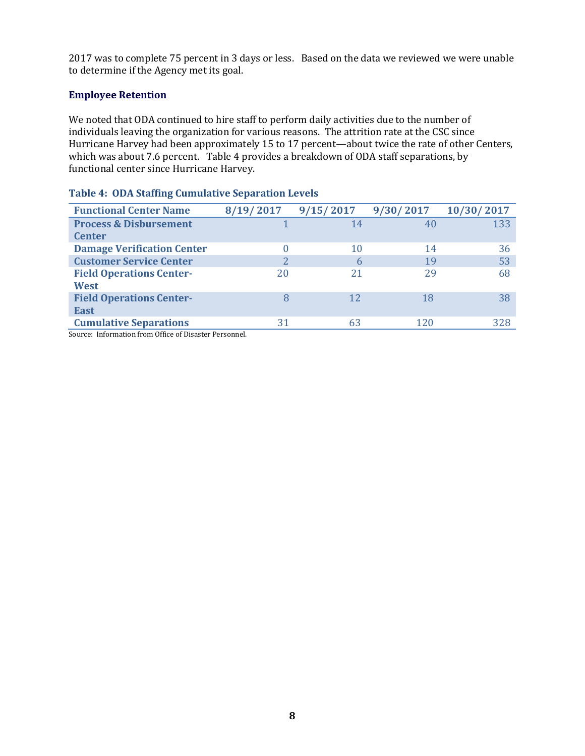2017 was to complete 75 percent in 3 days or less. Based on the data we reviewed we were unable to determine if the Agency met its goal.

### Employee Retention

We noted that ODA continued to hire staff to perform daily activities due to the number of individuals leaving the organization for various reasons. The attrition rate at the CSC since Hurricane Harvey had been approximately 15 to 17 percent—about twice the rate of other Centers, which was about 7.6 percent. Table 4 provides a breakdown of ODA staff separations, by functional center since Hurricane Harvey.

**Table 4: ODA Staffing Cumulative Separation Levels**

| Functional Center Name | 8/19/2017 | 9/15/2017 | 9/30/2017 | 10/30/2017 |
|---|---|---|---|---|
| Process & Disbursement Center | 1 | 14 | 40 | 133 |
| Damage Verification Center | 0 | 10 | 14 | 36 |
| Customer Service Center | 2 | 6 | 19 | 53 |
| Field Operations Center-West | 20 | 21 | 29 | 68 |
| Field Operations Center-East | 8 | 12 | 18 | 38 |
| Cumulative Separations | 31 | 63 | 120 | 328 |

Source: Information from Office of Disaster Personnel.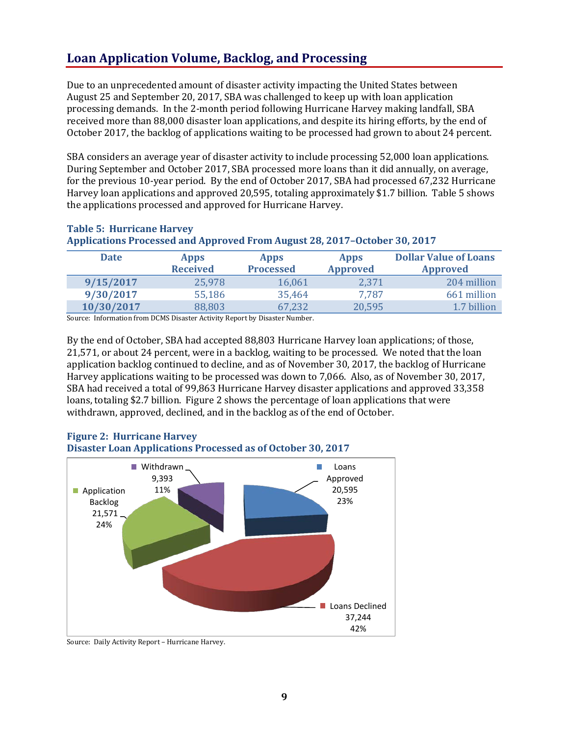## Loan Application Volume, Backlog, and Processing

Due to an unprecedented amount of disaster activity impacting the United States between August 25 and September 20, 2017, SBA was challenged to keep up with loan application processing demands. In the 2-month period following Hurricane Harvey making landfall, SBA received more than 88,000 disaster loan applications, and despite its hiring efforts, by the end of October 2017, the backlog of applications waiting to be processed had grown to about 24 percent.

SBA considers an average year of disaster activity to include processing 52,000 loan applications. During September and October 2017, SBA processed more loans than it did annually, on average, for the previous 10-year period. By the end of October 2017, SBA had processed 67,232 Hurricane Harvey loan applications and approved 20,595, totaling approximately $1.7 billion. Table 5 shows the applications processed and approved for Hurricane Harvey.

**Table 5: Hurricane Harvey**
**Applications Processed and Approved From August 28, 2017–October 30, 2017**

| Date | Apps Received | Apps Processed | Apps Approved | Dollar Value of Loans Approved |
|---|---|---|---|---|
| 9/15/2017 | 25,978 | 16,061 | 2,371 | 204 million |
| 9/30/2017 | 55,186 | 35,464 | 7,787 | 661 million |
| 10/30/2017 | 88,803 | 67,232 | 20,595 | 1.7 billion |

Source: Information from DCMS Disaster Activity Report by Disaster Number.

By the end of October, SBA had accepted 88,803 Hurricane Harvey loan applications; of those, 21,571, or about 24 percent, were in a backlog, waiting to be processed. We noted that the loan application backlog continued to decline, and as of November 30, 2017, the backlog of Hurricane Harvey applications waiting to be processed was down to 7,066. Also, as of November 30, 2017, SBA had received a total of 99,863 Hurricane Harvey disaster applications and approved 33,358 loans, totaling $2.7 billion. Figure 2 shows the percentage of loan applications that were withdrawn, approved, declined, and in the backlog as of the end of October.

**Figure 2: Hurricane Harvey**
**Disaster Loan Applications Processed as of October 30, 2017**

| Category | Number | Percent |
|---|---|---|
| Withdrawn | 9,393 | 11% |
| Loans Approved | 20,595 | 23% |
| Application Backlog | 21,571 | 24% |
| Loans Declined | 37,244 | 42% |

Source: Daily Activity Report – Hurricane Harvey.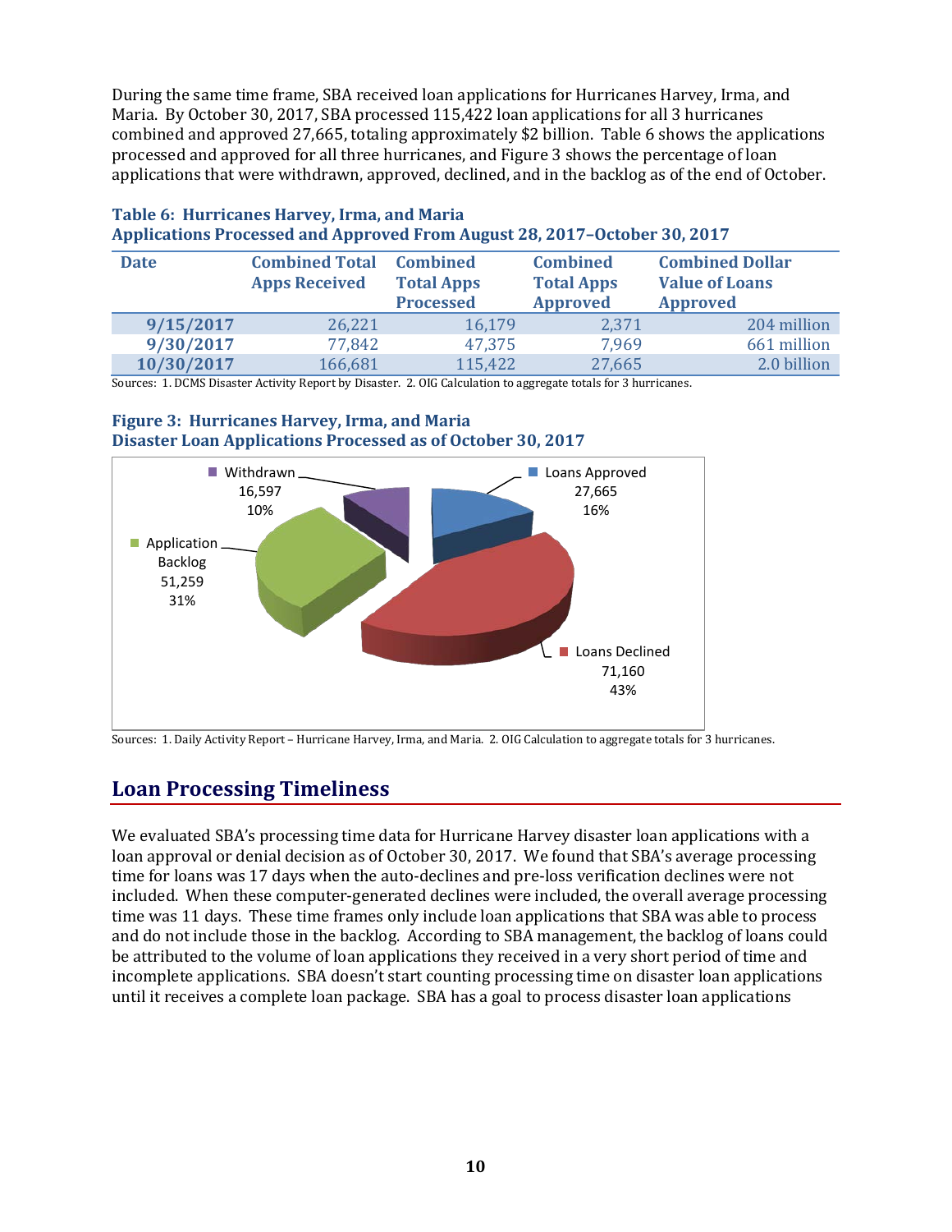During the same time frame, SBA received loan applications for Hurricanes Harvey, Irma, and Maria. By October 30, 2017, SBA processed 115,422 loan applications for all 3 hurricanes combined and approved 27,665, totaling approximately $2 billion. Table 6 shows the applications processed and approved for all three hurricanes, and Figure 3 shows the percentage of loan applications that were withdrawn, approved, declined, and in the backlog as of the end of October.

**Table 6: Hurricanes Harvey, Irma, and Maria**
**Applications Processed and Approved From August 28, 2017–October 30, 2017**

| Date | Combined Total Apps Received | Combined Total Apps Processed | Combined Total Apps Approved | Combined Dollar Value of Loans Approved |
|---|---|---|---|---|
| 9/15/2017 | 26,221 | 16,179 | 2,371 | 204 million |
| 9/30/2017 | 77,842 | 47,375 | 7,969 | 661 million |
| 10/30/2017 | 166,681 | 115,422 | 27,665 | 2.0 billion |

Sources: 1. DCMS Disaster Activity Report by Disaster. 2. OIG Calculation to aggregate totals for 3 hurricanes.

**Figure 3: Hurricanes Harvey, Irma, and Maria**
**Disaster Loan Applications Processed as of October 30, 2017**

Withdrawn 16,597 10%
Loans Approved 27,665 16%
Application Backlog 51,259 31%
Loans Declined 71,160 43%

Sources: 1. Daily Activity Report – Hurricane Harvey, Irma, and Maria. 2. OIG Calculation to aggregate totals for 3 hurricanes.

## Loan Processing Timeliness

We evaluated SBA's processing time data for Hurricane Harvey disaster loan applications with a loan approval or denial decision as of October 30, 2017. We found that SBA's average processing time for loans was 17 days when the auto-declines and pre-loss verification declines were not included. When these computer-generated declines were included, the overall average processing time was 11 days. These time frames only include loan applications that SBA was able to process and do not include those in the backlog. According to SBA management, the backlog of loans could be attributed to the volume of loan applications they received in a very short period of time and incomplete applications. SBA doesn't start counting processing time on disaster loan applications until it receives a complete loan package. SBA has a goal to process disaster loan applications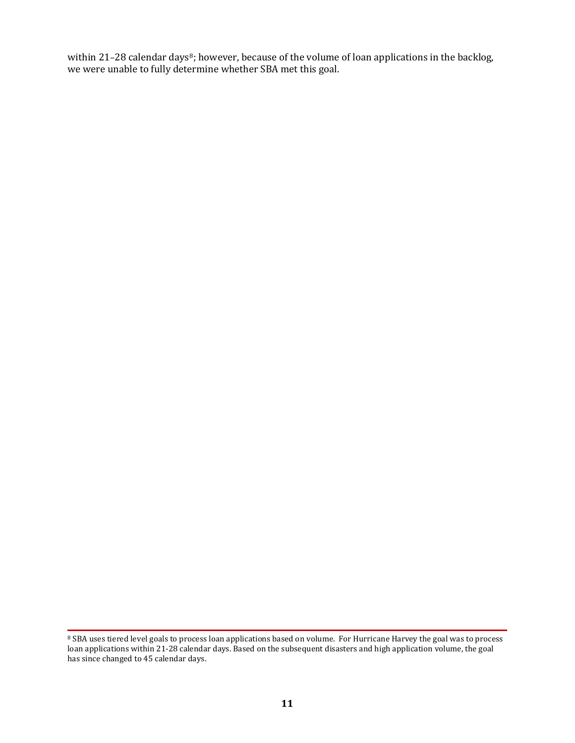within 21–28 calendar days[8]; however, because of the volume of loan applications in the backlog, we were unable to fully determine whether SBA met this goal.

---

[8] SBA uses tiered level goals to process loan applications based on volume. For Hurricane Harvey the goal was to process loan applications within 21-28 calendar days. Based on the subsequent disasters and high application volume, the goal has since changed to 45 calendar days.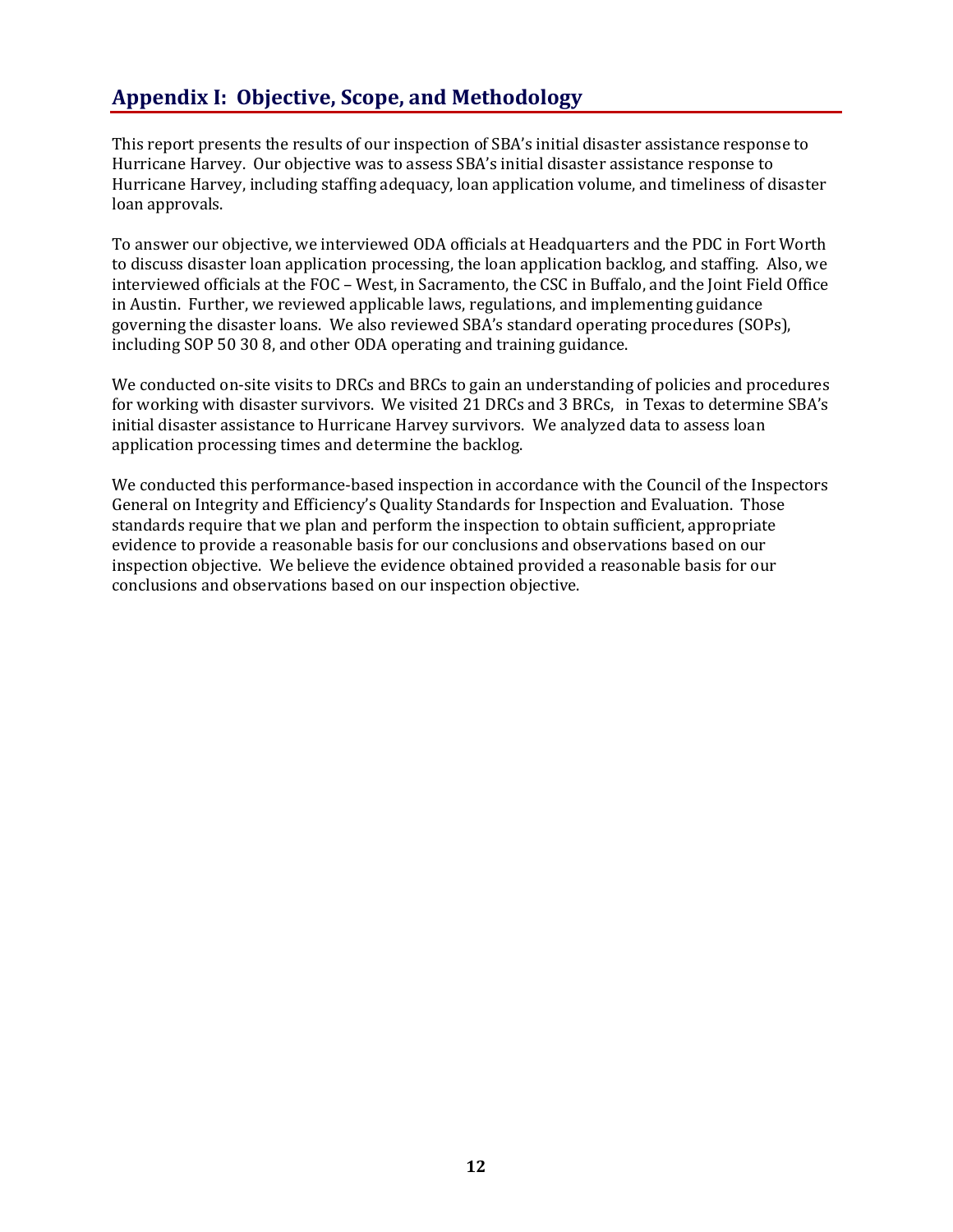## Appendix I: Objective, Scope, and Methodology

This report presents the results of our inspection of SBA's initial disaster assistance response to Hurricane Harvey. Our objective was to assess SBA's initial disaster assistance response to Hurricane Harvey, including staffing adequacy, loan application volume, and timeliness of disaster loan approvals.

To answer our objective, we interviewed ODA officials at Headquarters and the PDC in Fort Worth to discuss disaster loan application processing, the loan application backlog, and staffing. Also, we interviewed officials at the FOC – West, in Sacramento, the CSC in Buffalo, and the Joint Field Office in Austin. Further, we reviewed applicable laws, regulations, and implementing guidance governing the disaster loans. We also reviewed SBA's standard operating procedures (SOPs), including SOP 50 30 8, and other ODA operating and training guidance.

We conducted on-site visits to DRCs and BRCs to gain an understanding of policies and procedures for working with disaster survivors. We visited 21 DRCs and 3 BRCs, in Texas to determine SBA's initial disaster assistance to Hurricane Harvey survivors. We analyzed data to assess loan application processing times and determine the backlog.

We conducted this performance-based inspection in accordance with the Council of the Inspectors General on Integrity and Efficiency's Quality Standards for Inspection and Evaluation. Those standards require that we plan and perform the inspection to obtain sufficient, appropriate evidence to provide a reasonable basis for our conclusions and observations based on our inspection objective. We believe the evidence obtained provided a reasonable basis for our conclusions and observations based on our inspection objective.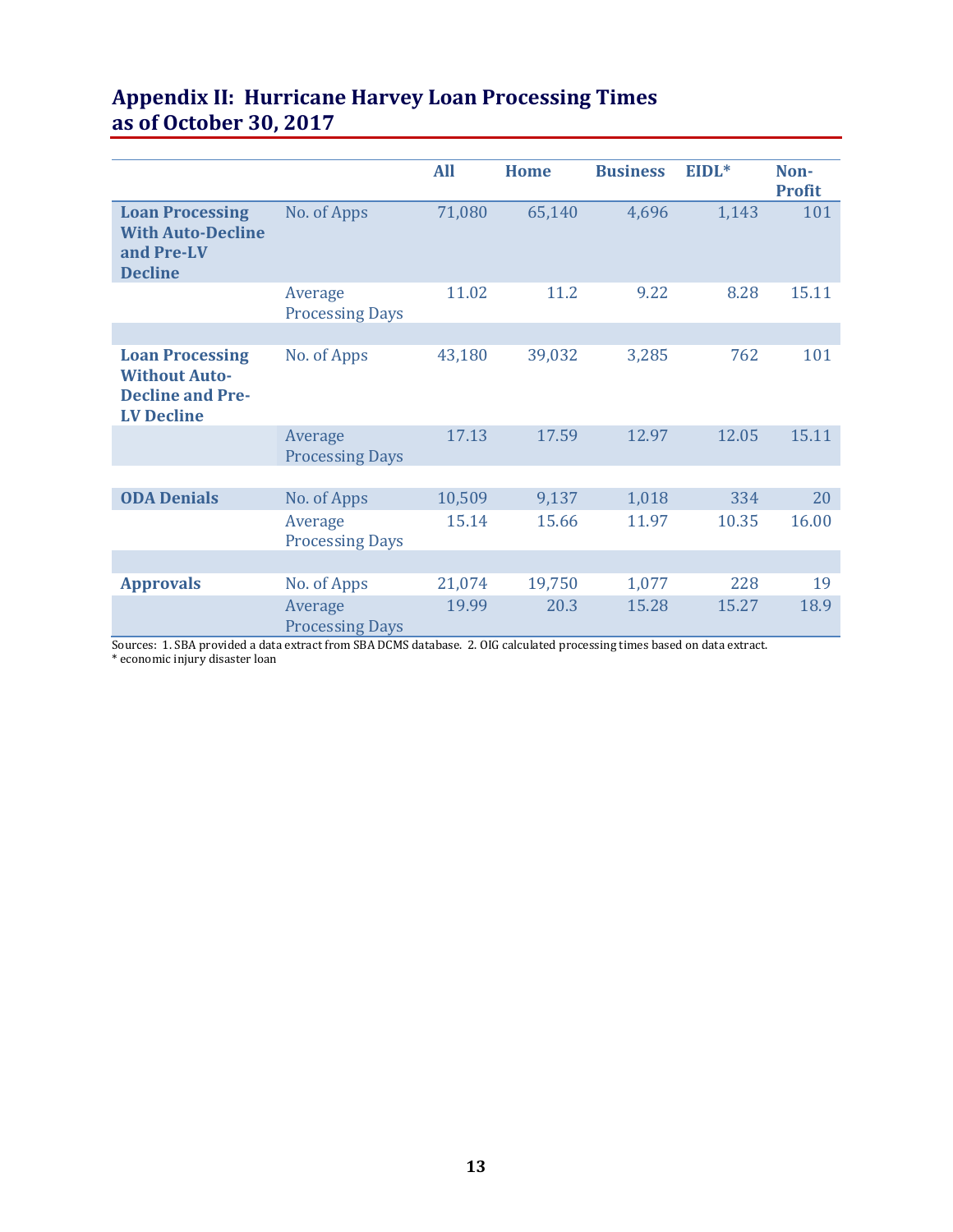# Appendix II: Hurricane Harvey Loan Processing Times as of October 30, 2017

| | | All | Home | Business | EIDL* | Non-Profit |
|---|---|---|---|---|---|---|
| **Loan Processing With Auto-Decline and Pre-LV Decline** | No. of Apps | 71,080 | 65,140 | 4,696 | 1,143 | 101 |
| | Average Processing Days | 11.02 | 11.2 | 9.22 | 8.28 | 15.11 |
| | | | | | | |
| **Loan Processing Without Auto-Decline and Pre-LV Decline** | No. of Apps | 43,180 | 39,032 | 3,285 | 762 | 101 |
| | Average Processing Days | 17.13 | 17.59 | 12.97 | 12.05 | 15.11 |
| | | | | | | |
| **ODA Denials** | No. of Apps | 10,509 | 9,137 | 1,018 | 334 | 20 |
| | Average Processing Days | 15.14 | 15.66 | 11.97 | 10.35 | 16.00 |
| | | | | | | |
| **Approvals** | No. of Apps | 21,074 | 19,750 | 1,077 | 228 | 19 |
| | Average Processing Days | 19.99 | 20.3 | 15.28 | 15.27 | 18.9 |

Sources: 1. SBA provided a data extract from SBA DCMS database. 2. OIG calculated processing times based on data extract.

* economic injury disaster loan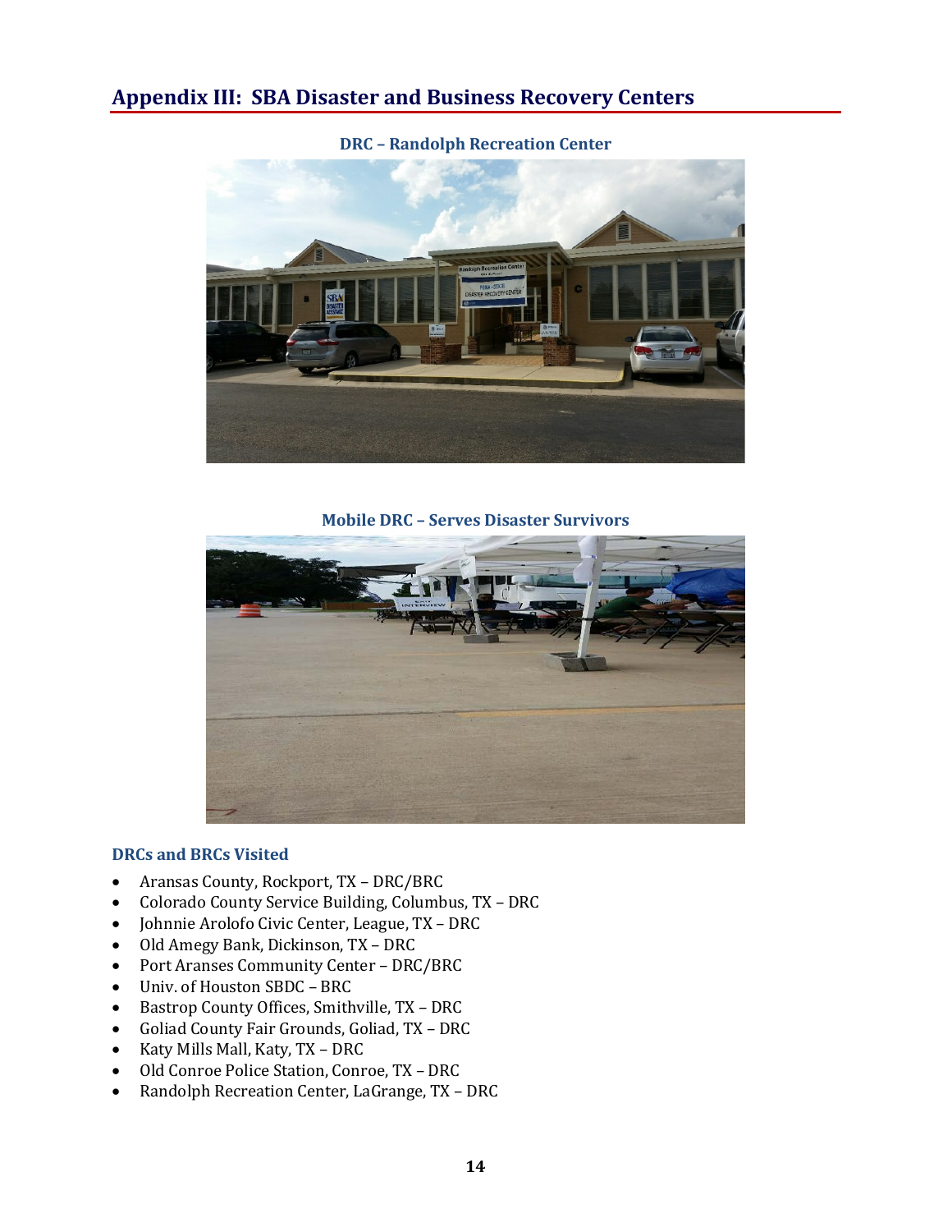## Appendix III: SBA Disaster and Business Recovery Centers

**DRC – Randolph Recreation Center**

**Mobile DRC – Serves Disaster Survivors**

### DRCs and BRCs Visited

- Aransas County, Rockport, TX – DRC/BRC
- Colorado County Service Building, Columbus, TX – DRC
- Johnnie Arolofo Civic Center, League, TX – DRC
- Old Amegy Bank, Dickinson, TX – DRC
- Port Aranses Community Center – DRC/BRC
- Univ. of Houston SBDC – BRC
- Bastrop County Offices, Smithville, TX – DRC
- Goliad County Fair Grounds, Goliad, TX – DRC
- Katy Mills Mall, Katy, TX – DRC
- Old Conroe Police Station, Conroe, TX – DRC
- Randolph Recreation Center, LaGrange, TX – DRC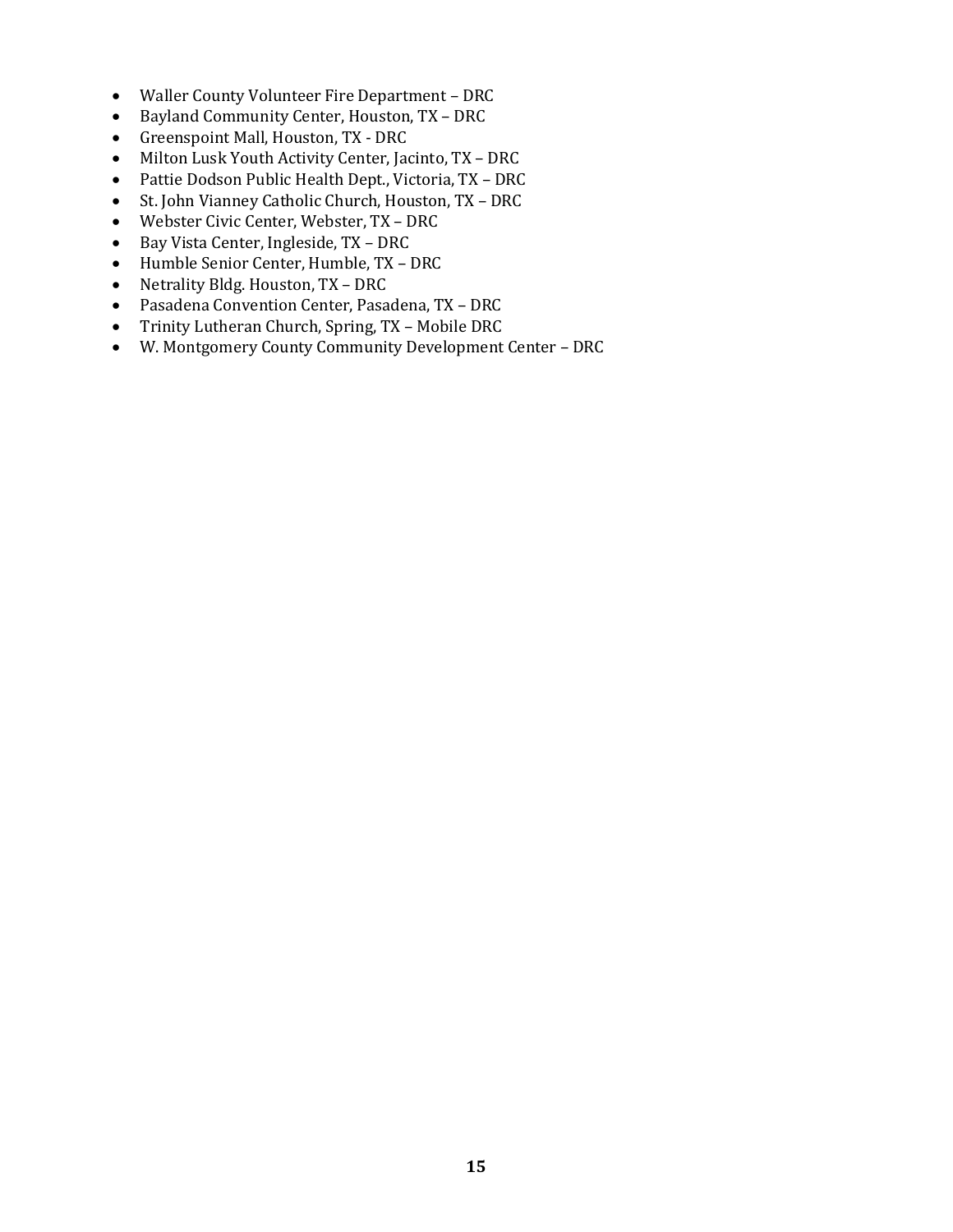- Waller County Volunteer Fire Department – DRC
- Bayland Community Center, Houston, TX – DRC
- Greenspoint Mall, Houston, TX - DRC
- Milton Lusk Youth Activity Center, Jacinto, TX – DRC
- Pattie Dodson Public Health Dept., Victoria, TX – DRC
- St. John Vianney Catholic Church, Houston, TX – DRC
- Webster Civic Center, Webster, TX – DRC
- Bay Vista Center, Ingleside, TX – DRC
- Humble Senior Center, Humble, TX – DRC
- Netrality Bldg. Houston, TX – DRC
- Pasadena Convention Center, Pasadena, TX – DRC
- Trinity Lutheran Church, Spring, TX – Mobile DRC
- W. Montgomery County Community Development Center – DRC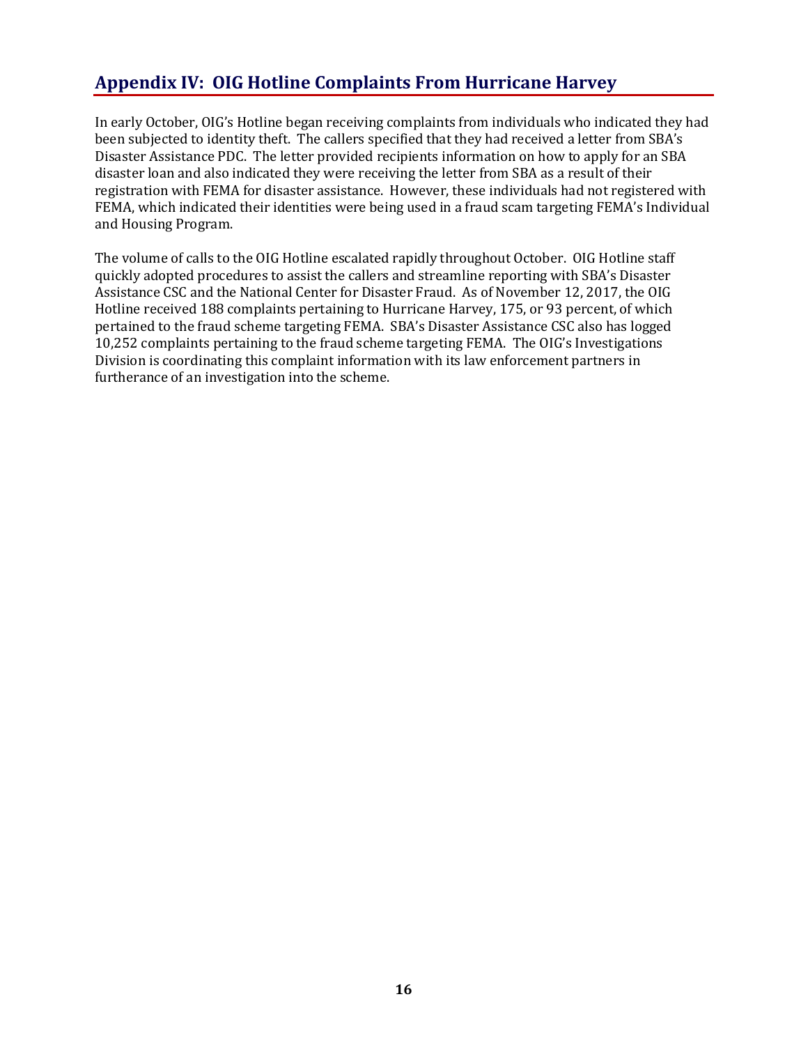## Appendix IV: OIG Hotline Complaints From Hurricane Harvey

In early October, OIG's Hotline began receiving complaints from individuals who indicated they had been subjected to identity theft. The callers specified that they had received a letter from SBA's Disaster Assistance PDC. The letter provided recipients information on how to apply for an SBA disaster loan and also indicated they were receiving the letter from SBA as a result of their registration with FEMA for disaster assistance. However, these individuals had not registered with FEMA, which indicated their identities were being used in a fraud scam targeting FEMA's Individual and Housing Program.

The volume of calls to the OIG Hotline escalated rapidly throughout October. OIG Hotline staff quickly adopted procedures to assist the callers and streamline reporting with SBA's Disaster Assistance CSC and the National Center for Disaster Fraud. As of November 12, 2017, the OIG Hotline received 188 complaints pertaining to Hurricane Harvey, 175, or 93 percent, of which pertained to the fraud scheme targeting FEMA. SBA's Disaster Assistance CSC also has logged 10,252 complaints pertaining to the fraud scheme targeting FEMA. The OIG's Investigations Division is coordinating this complaint information with its law enforcement partners in furtherance of an investigation into the scheme.